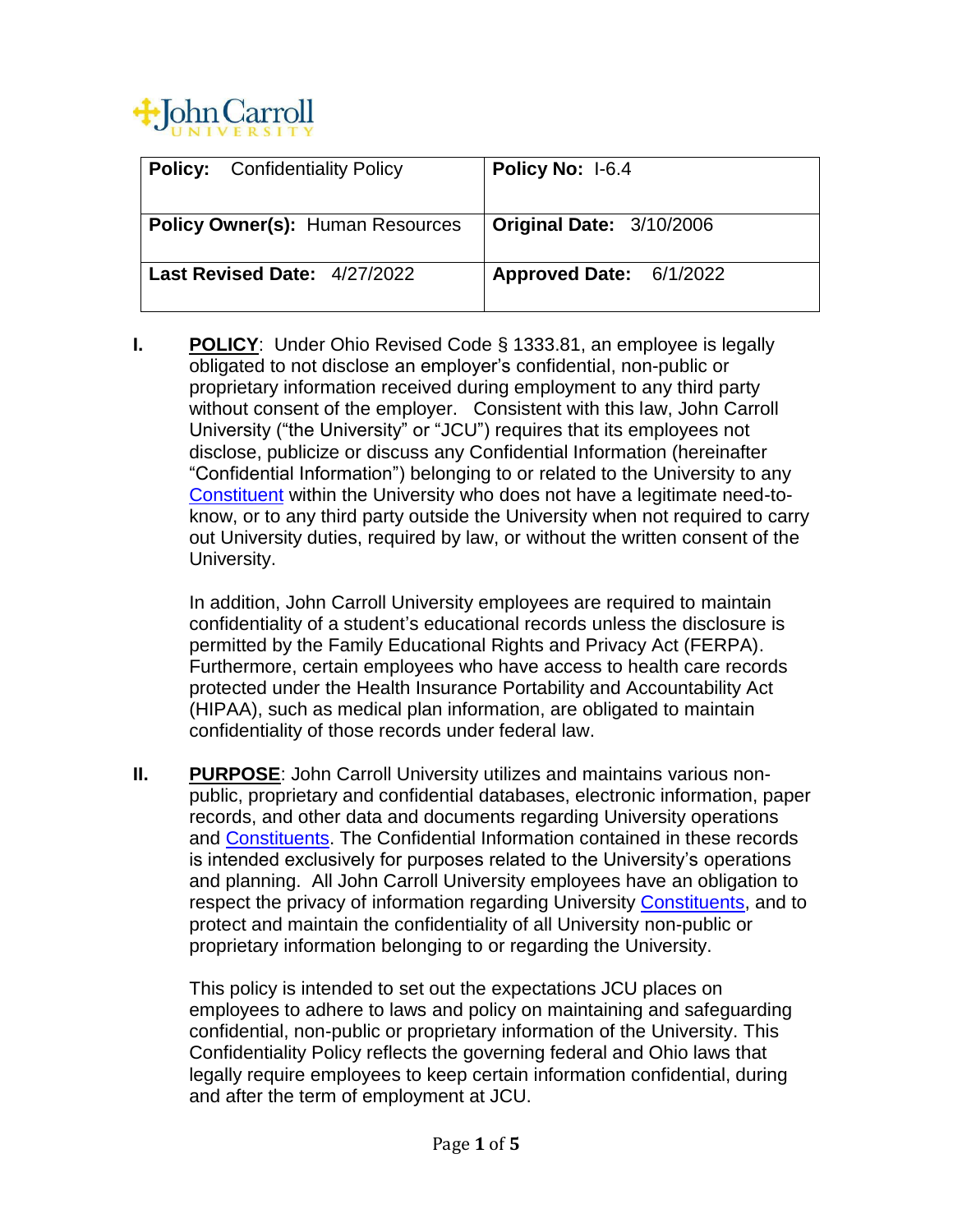John Carroll University

| **Policy:** Confidentiality Policy | **Policy No:** I-6.4 |
|---|---|
| **Policy Owner(s):** Human Resources | **Original Date:** 3/10/2006 |
| **Last Revised Date:** 4/27/2022 | **Approved Date:** 6/1/2022 |

**I. POLICY**: Under Ohio Revised Code § 1333.81, an employee is legally obligated to not disclose an employer's confidential, non-public or proprietary information received during employment to any third party without consent of the employer. Consistent with this law, John Carroll University ("the University" or "JCU") requires that its employees not disclose, publicize or discuss any Confidential Information (hereinafter "Confidential Information") belonging to or related to the University to any Constituent within the University who does not have a legitimate need-to-know, or to any third party outside the University when not required to carry out University duties, required by law, or without the written consent of the University.

In addition, John Carroll University employees are required to maintain confidentiality of a student's educational records unless the disclosure is permitted by the Family Educational Rights and Privacy Act (FERPA). Furthermore, certain employees who have access to health care records protected under the Health Insurance Portability and Accountability Act (HIPAA), such as medical plan information, are obligated to maintain confidentiality of those records under federal law.

**II. PURPOSE**: John Carroll University utilizes and maintains various non-public, proprietary and confidential databases, electronic information, paper records, and other data and documents regarding University operations and Constituents. The Confidential Information contained in these records is intended exclusively for purposes related to the University's operations and planning. All John Carroll University employees have an obligation to respect the privacy of information regarding University Constituents, and to protect and maintain the confidentiality of all University non-public or proprietary information belonging to or regarding the University.

This policy is intended to set out the expectations JCU places on employees to adhere to laws and policy on maintaining and safeguarding confidential, non-public or proprietary information of the University. This Confidentiality Policy reflects the governing federal and Ohio laws that legally require employees to keep certain information confidential, during and after the term of employment at JCU.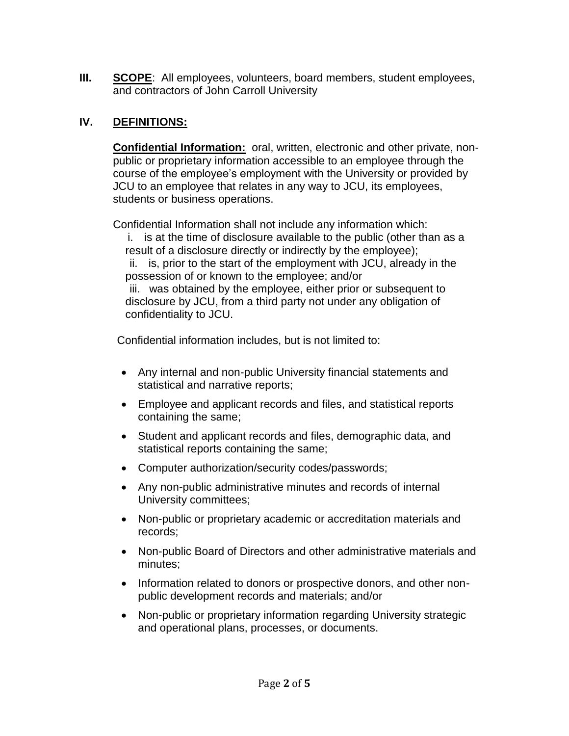**III. <u>SCOPE</u>**: All employees, volunteers, board members, student employees, and contractors of John Carroll University

**IV. <u>DEFINITIONS:</u>**

**<u>Confidential Information:</u>** oral, written, electronic and other private, non-public or proprietary information accessible to an employee through the course of the employee's employment with the University or provided by JCU to an employee that relates in any way to JCU, its employees, students or business operations.

Confidential Information shall not include any information which:

i. is at the time of disclosure available to the public (other than as a result of a disclosure directly or indirectly by the employee);

ii. is, prior to the start of the employment with JCU, already in the possession of or known to the employee; and/or

iii. was obtained by the employee, either prior or subsequent to disclosure by JCU, from a third party not under any obligation of confidentiality to JCU.

Confidential information includes, but is not limited to:

- Any internal and non-public University financial statements and statistical and narrative reports;
- Employee and applicant records and files, and statistical reports containing the same;
- Student and applicant records and files, demographic data, and statistical reports containing the same;
- Computer authorization/security codes/passwords;
- Any non-public administrative minutes and records of internal University committees;
- Non-public or proprietary academic or accreditation materials and records;
- Non-public Board of Directors and other administrative materials and minutes;
- Information related to donors or prospective donors, and other non-public development records and materials; and/or
- Non-public or proprietary information regarding University strategic and operational plans, processes, or documents.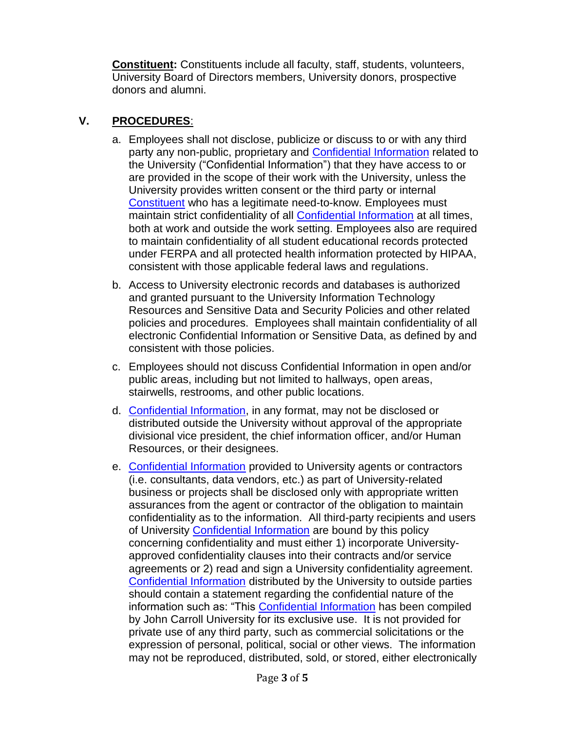**Constituent:** Constituents include all faculty, staff, students, volunteers, University Board of Directors members, University donors, prospective donors and alumni.

## V. PROCEDURES:

a. Employees shall not disclose, publicize or discuss to or with any third party any non-public, proprietary and Confidential Information related to the University ("Confidential Information") that they have access to or are provided in the scope of their work with the University, unless the University provides written consent or the third party or internal Constituent who has a legitimate need-to-know. Employees must maintain strict confidentiality of all Confidential Information at all times, both at work and outside the work setting. Employees also are required to maintain confidentiality of all student educational records protected under FERPA and all protected health information protected by HIPAA, consistent with those applicable federal laws and regulations.

b. Access to University electronic records and databases is authorized and granted pursuant to the University Information Technology Resources and Sensitive Data and Security Policies and other related policies and procedures. Employees shall maintain confidentiality of all electronic Confidential Information or Sensitive Data, as defined by and consistent with those policies.

c. Employees should not discuss Confidential Information in open and/or public areas, including but not limited to hallways, open areas, stairwells, restrooms, and other public locations.

d. Confidential Information, in any format, may not be disclosed or distributed outside the University without approval of the appropriate divisional vice president, the chief information officer, and/or Human Resources, or their designees.

e. Confidential Information provided to University agents or contractors (i.e. consultants, data vendors, etc.) as part of University-related business or projects shall be disclosed only with appropriate written assurances from the agent or contractor of the obligation to maintain confidentiality as to the information. All third-party recipients and users of University Confidential Information are bound by this policy concerning confidentiality and must either 1) incorporate University-approved confidentiality clauses into their contracts and/or service agreements or 2) read and sign a University confidentiality agreement. Confidential Information distributed by the University to outside parties should contain a statement regarding the confidential nature of the information such as: "This Confidential Information has been compiled by John Carroll University for its exclusive use. It is not provided for private use of any third party, such as commercial solicitations or the expression of personal, political, social or other views. The information may not be reproduced, distributed, sold, or stored, either electronically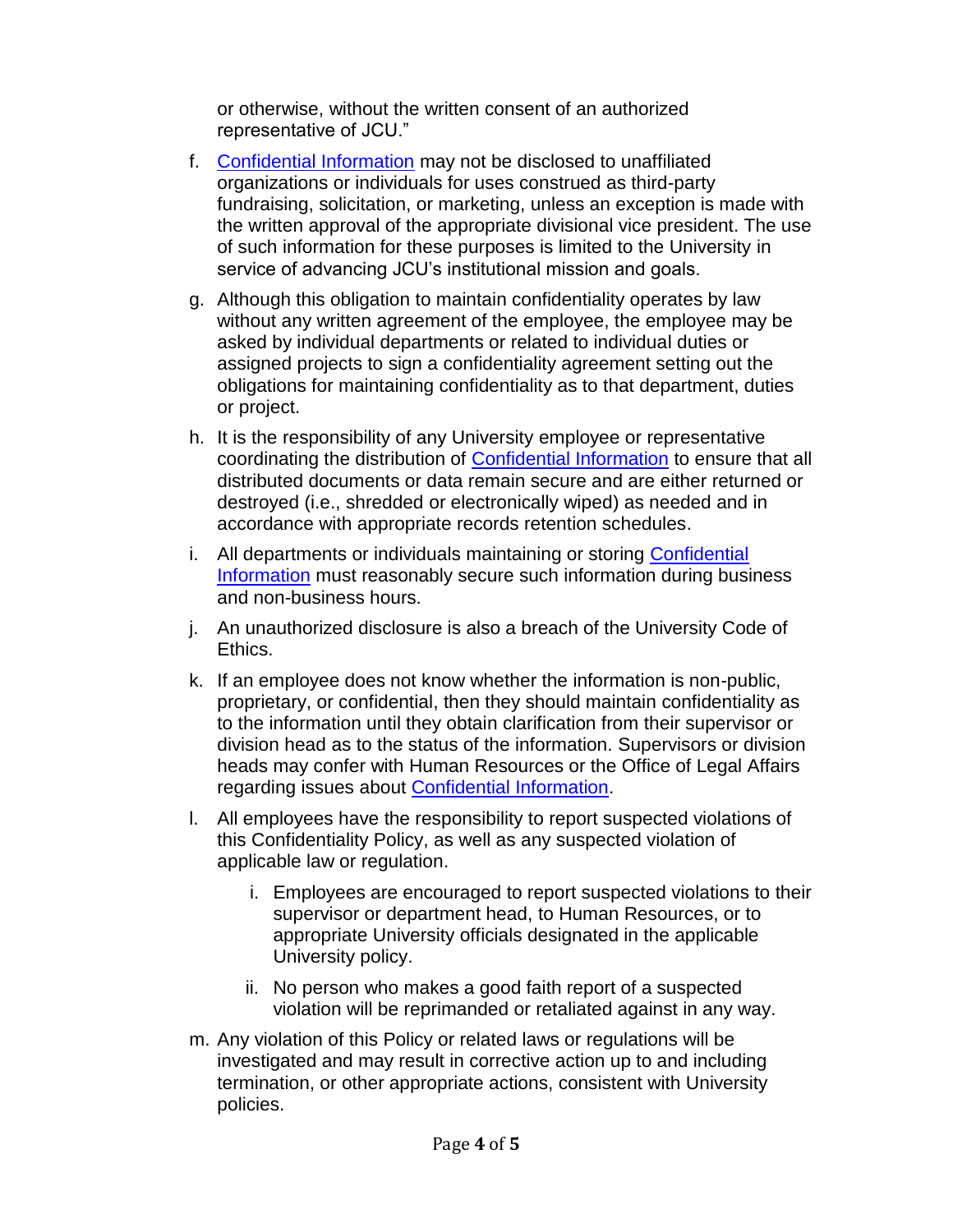or otherwise, without the written consent of an authorized representative of JCU."

f. Confidential Information may not be disclosed to unaffiliated organizations or individuals for uses construed as third-party fundraising, solicitation, or marketing, unless an exception is made with the written approval of the appropriate divisional vice president. The use of such information for these purposes is limited to the University in service of advancing JCU's institutional mission and goals.

g. Although this obligation to maintain confidentiality operates by law without any written agreement of the employee, the employee may be asked by individual departments or related to individual duties or assigned projects to sign a confidentiality agreement setting out the obligations for maintaining confidentiality as to that department, duties or project.

h. It is the responsibility of any University employee or representative coordinating the distribution of Confidential Information to ensure that all distributed documents or data remain secure and are either returned or destroyed (i.e., shredded or electronically wiped) as needed and in accordance with appropriate records retention schedules.

i. All departments or individuals maintaining or storing Confidential Information must reasonably secure such information during business and non-business hours.

j. An unauthorized disclosure is also a breach of the University Code of Ethics.

k. If an employee does not know whether the information is non-public, proprietary, or confidential, then they should maintain confidentiality as to the information until they obtain clarification from their supervisor or division head as to the status of the information. Supervisors or division heads may confer with Human Resources or the Office of Legal Affairs regarding issues about Confidential Information.

l. All employees have the responsibility to report suspected violations of this Confidentiality Policy, as well as any suspected violation of applicable law or regulation.

    i. Employees are encouraged to report suspected violations to their supervisor or department head, to Human Resources, or to appropriate University officials designated in the applicable University policy.

    ii. No person who makes a good faith report of a suspected violation will be reprimanded or retaliated against in any way.

m. Any violation of this Policy or related laws or regulations will be investigated and may result in corrective action up to and including termination, or other appropriate actions, consistent with University policies.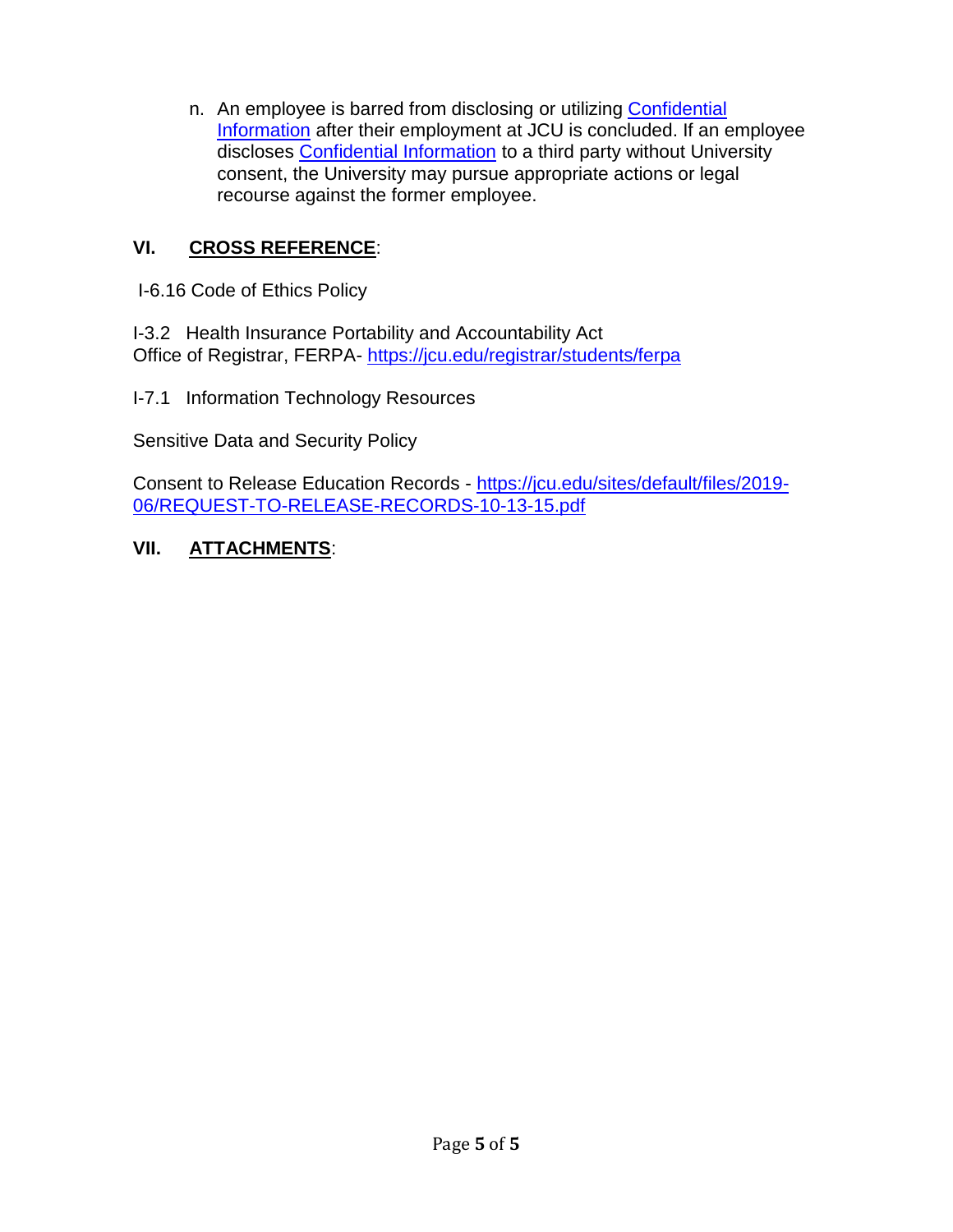n. An employee is barred from disclosing or utilizing [Confidential Information] after their employment at JCU is concluded. If an employee discloses [Confidential Information] to a third party without University consent, the University may pursue appropriate actions or legal recourse against the former employee.

## VI. CROSS REFERENCE:

I-6.16 Code of Ethics Policy

I-3.2 Health Insurance Portability and Accountability Act
Office of Registrar, FERPA- https://jcu.edu/registrar/students/ferpa

I-7.1 Information Technology Resources

Sensitive Data and Security Policy

Consent to Release Education Records - https://jcu.edu/sites/default/files/2019-06/REQUEST-TO-RELEASE-RECORDS-10-13-15.pdf

## VII. ATTACHMENTS: